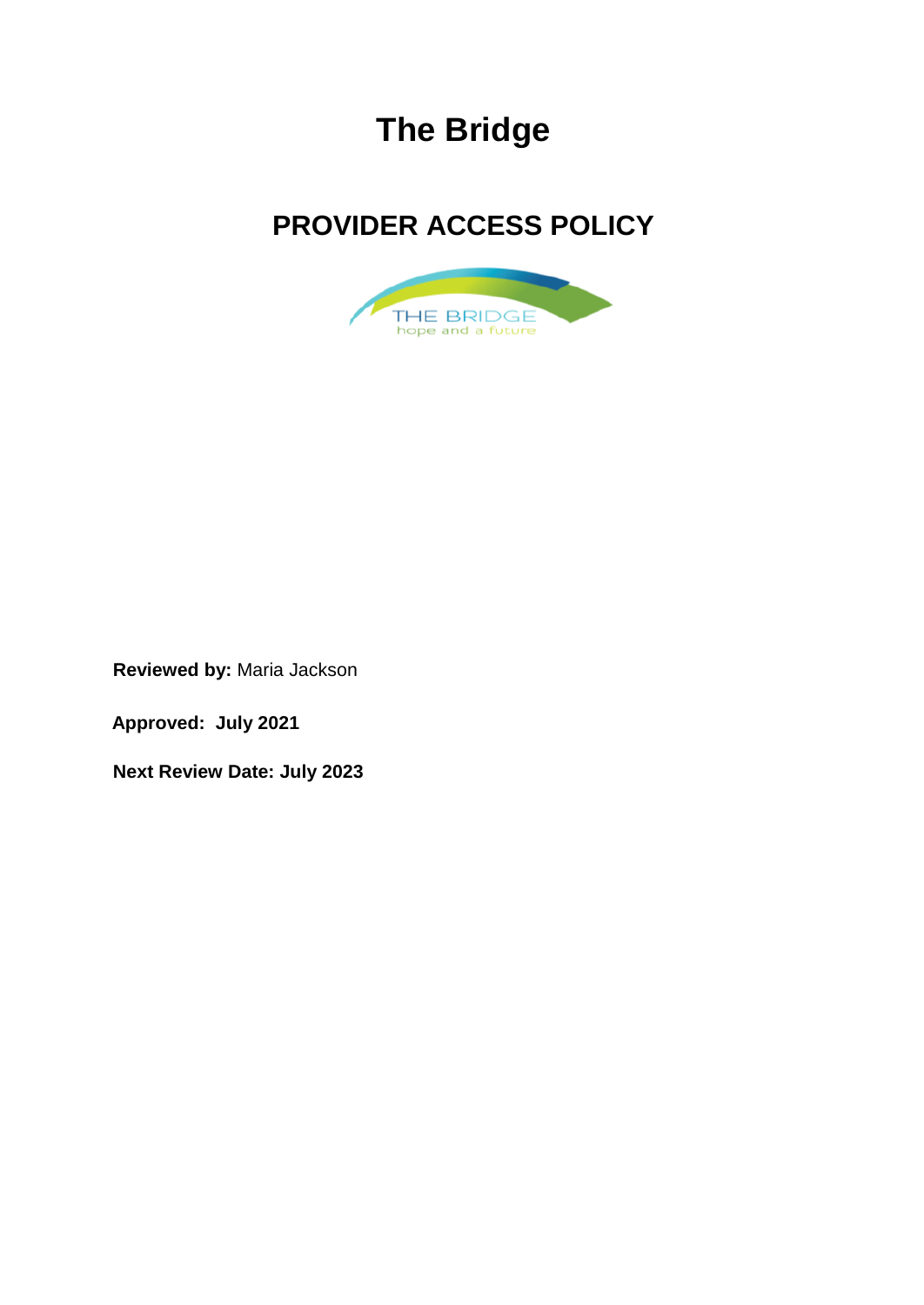# The Bridge

## PROVIDER ACCESS POLICY

**Reviewed by:** Maria Jackson

**Approved: July 2021**

**Next Review Date: July 2023**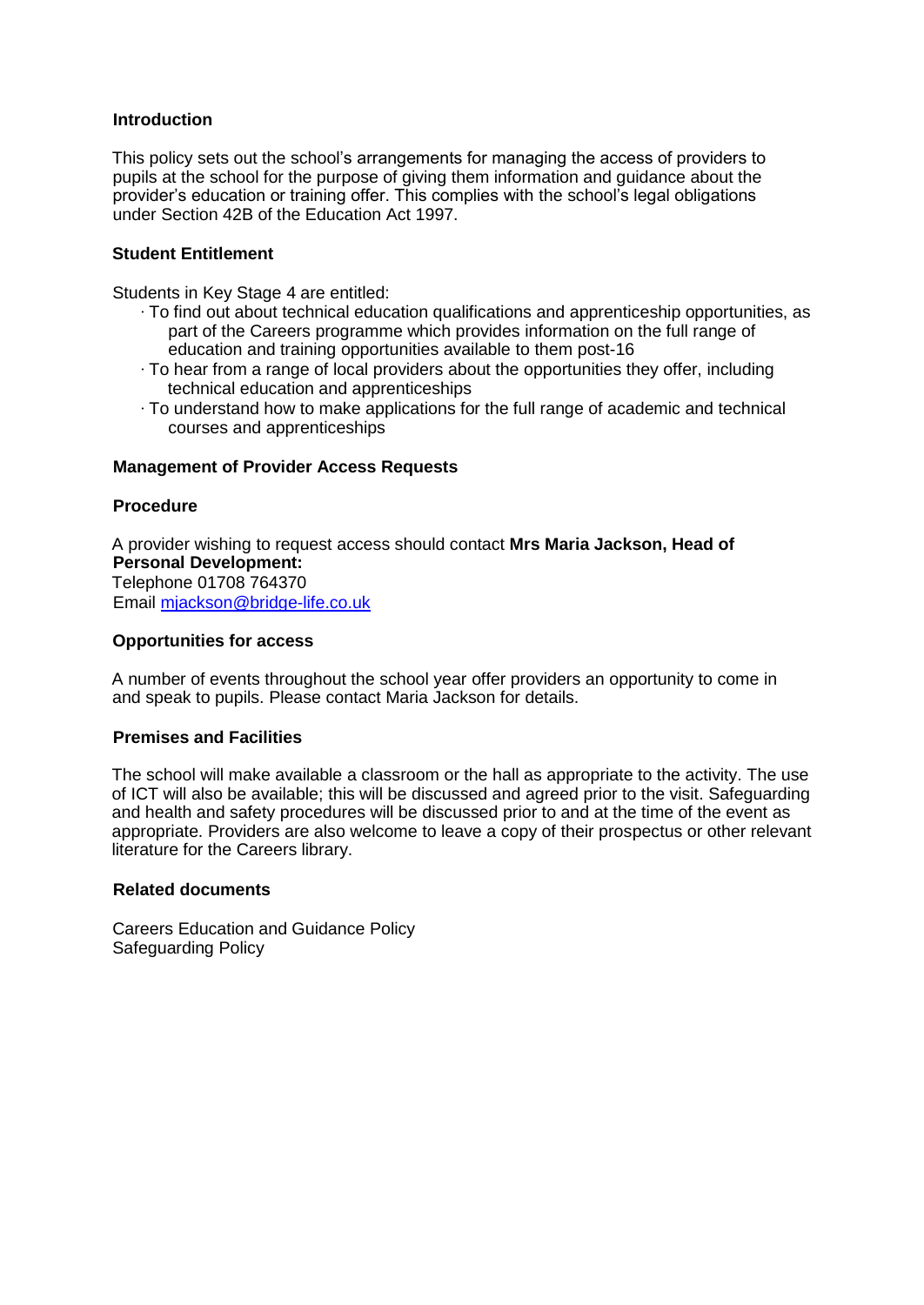## Introduction

This policy sets out the school's arrangements for managing the access of providers to pupils at the school for the purpose of giving them information and guidance about the provider's education or training offer. This complies with the school's legal obligations under Section 42B of the Education Act 1997.

## Student Entitlement

Students in Key Stage 4 are entitled:

- To find out about technical education qualifications and apprenticeship opportunities, as part of the Careers programme which provides information on the full range of education and training opportunities available to them post-16
- To hear from a range of local providers about the opportunities they offer, including technical education and apprenticeships
- To understand how to make applications for the full range of academic and technical courses and apprenticeships

## Management of Provider Access Requests

### Procedure

A provider wishing to request access should contact **Mrs Maria Jackson, Head of Personal Development:**
Telephone 01708 764370
Email mjackson@bridge-life.co.uk

### Opportunities for access

A number of events throughout the school year offer providers an opportunity to come in and speak to pupils. Please contact Maria Jackson for details.

### Premises and Facilities

The school will make available a classroom or the hall as appropriate to the activity. The use of ICT will also be available; this will be discussed and agreed prior to the visit. Safeguarding and health and safety procedures will be discussed prior to and at the time of the event as appropriate. Providers are also welcome to leave a copy of their prospectus or other relevant literature for the Careers library.

### Related documents

Careers Education and Guidance Policy
Safeguarding Policy